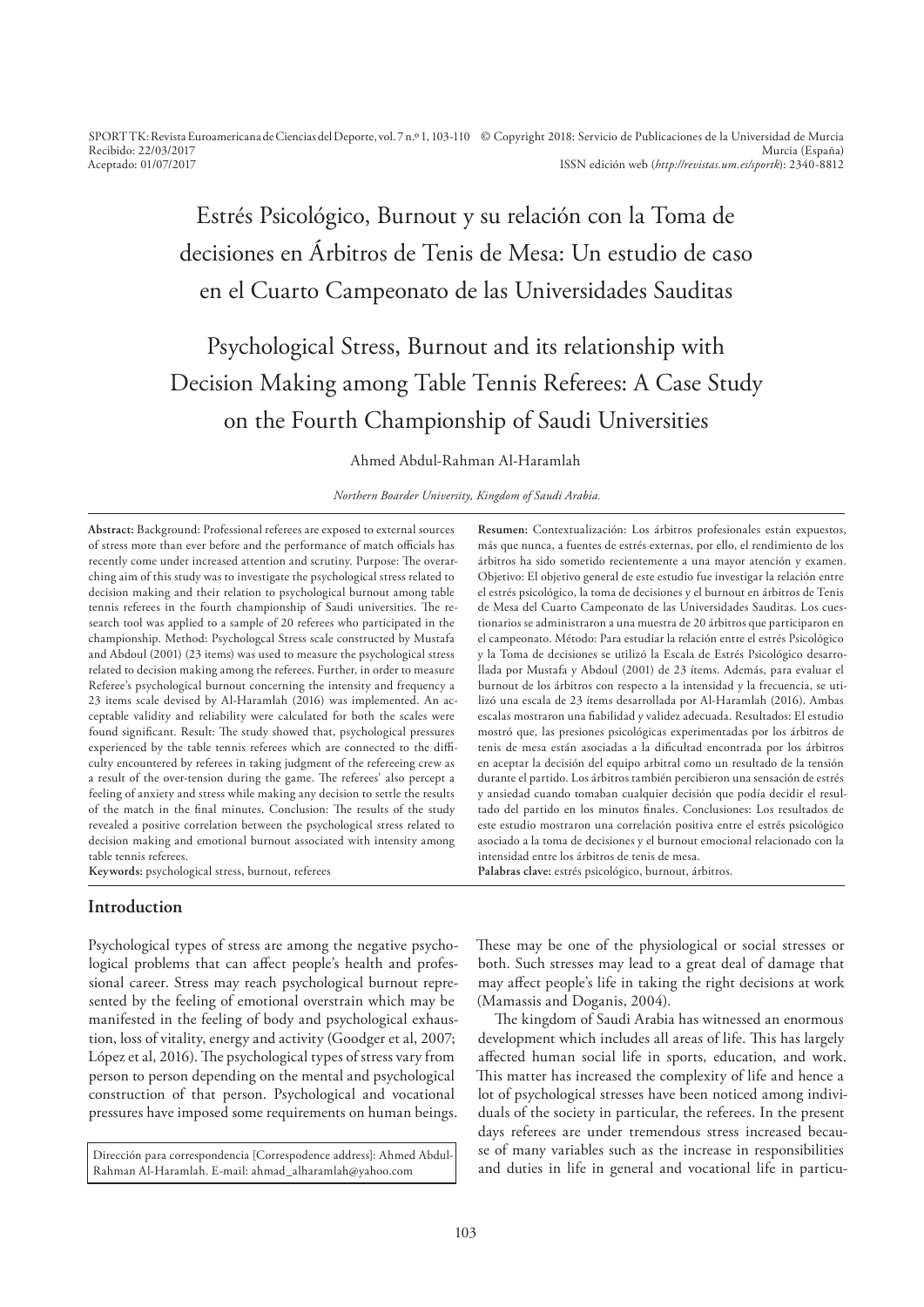SPORT TK: Revista Euroamericana de Ciencias del Deporte, vol. 7 n.º 1, 103-110 © Copyright 2018: Servicio de Publicaciones de la Universidad de Murcia
Recibido: 22/03/2017 Murcia (España)
Aceptado: 01/07/2017 ISSN edición web (*http://revistas.um.es/sportk*): 2340-8812

# Estrés Psicológico, Burnout y su relación con la Toma de decisiones en Árbitros de Tenis de Mesa: Un estudio de caso en el Cuarto Campeonato de las Universidades Sauditas

# Psychological Stress, Burnout and its relationship with Decision Making among Table Tennis Referees: A Case Study on the Fourth Championship of Saudi Universities

Ahmed Abdul-Rahman Al-Haramlah

*Northern Boarder University, Kingdom of Saudi Arabia.*

**Abstract:** Background: Professional referees are exposed to external sources of stress more than ever before and the performance of match officials has recently come under increased attention and scrutiny. Purpose: The overarching aim of this study was to investigate the psychological stress related to decision making and their relation to psychological burnout among table tennis referees in the fourth championship of Saudi universities. The research tool was applied to a sample of 20 referees who participated in the championship. Method: Psychologcal Stress scale constructed by Mustafa and Abdoul (2001) (23 items) was used to measure the psychological stress related to decision making among the referees. Further, in order to measure Referee's psychological burnout concerning the intensity and frequency a 23 items scale devised by Al-Haramlah (2016) was implemented. An acceptable validity and reliability were calculated for both the scales were found significant. Result: The study showed that, psychological pressures experienced by the table tennis referees which are connected to the difficulty encountered by referees in taking judgment of the refereeing crew as a result of the over-tension during the game. The referees' also percept a feeling of anxiety and stress while making any decision to settle the results of the match in the final minutes. Conclusion: The results of the study revealed a positive correlation between the psychological stress related to decision making and emotional burnout associated with intensity among table tennis referees.
**Keywords:** psychological stress, burnout, referees

**Resumen:** Contextualización: Los árbitros profesionales están expuestos, más que nunca, a fuentes de estrés externas, por ello, el rendimiento de los árbitros ha sido sometido recientemente a una mayor atención y examen. Objetivo: El objetivo general de este estudio fue investigar la relación entre el estrés psicológico, la toma de decisiones y el burnout en árbitros de Tenis de Mesa del Cuarto Campeonato de las Universidades Sauditas. Los cuestionarios se administraron a una muestra de 20 árbitros que participaron en el campeonato. Método: Para estudiar la relación entre el estrés Psicológico y la Toma de decisiones se utilizó la Escala de Estrés Psicológico desarrollada por Mustafa y Abdoul (2001) de 23 ítems. Además, para evaluar el burnout de los árbitros con respecto a la intensidad y la frecuencia, se utilizó una escala de 23 ítems desarrollada por Al-Haramlah (2016). Ambas escalas mostraron una fiabilidad y validez adecuada. Resultados: El estudio mostró que, las presiones psicológicas experimentadas por los árbitros de tenis de mesa están asociadas a la dificultad encontrada por los árbitros en aceptar la decisión del equipo arbitral como un resultado de la tensión durante el partido. Los árbitros también percibieron una sensación de estrés y ansiedad cuando tomaban cualquier decisión que podía decidir el resultado del partido en los minutos finales. Conclusiones: Los resultados de este estudio mostraron una correlación positiva entre el estrés psicológico asociado a la toma de decisiones y el burnout emocional relacionado con la intensidad entre los árbitros de tenis de mesa.
**Palabras clave:** estrés psicológico, burnout, árbitros.

## Introduction

Psychological types of stress are among the negative psychological problems that can affect people's health and professional career. Stress may reach psychological burnout represented by the feeling of emotional overstrain which may be manifested in the feeling of body and psychological exhaustion, loss of vitality, energy and activity (Goodger et al, 2007; López et al, 2016). The psychological types of stress vary from person to person depending on the mental and psychological construction of that person. Psychological and vocational pressures have imposed some requirements on human beings. These may be one of the physiological or social stresses or both. Such stresses may lead to a great deal of damage that may affect people's life in taking the right decisions at work (Mamassis and Doganis, 2004).

The kingdom of Saudi Arabia has witnessed an enormous development which includes all areas of life. This has largely affected human social life in sports, education, and work. This matter has increased the complexity of life and hence a lot of psychological stresses have been noticed among individuals of the society in particular, the referees. In the present days referees are under tremendous stress increased because of many variables such as the increase in responsibilities and duties in life in general and vocational life in particu-

Dirección para correspondencia [Correspodence address]: Ahmed Abdul-Rahman Al-Haramlah. E-mail: ahmad_alharamlah@yahoo.com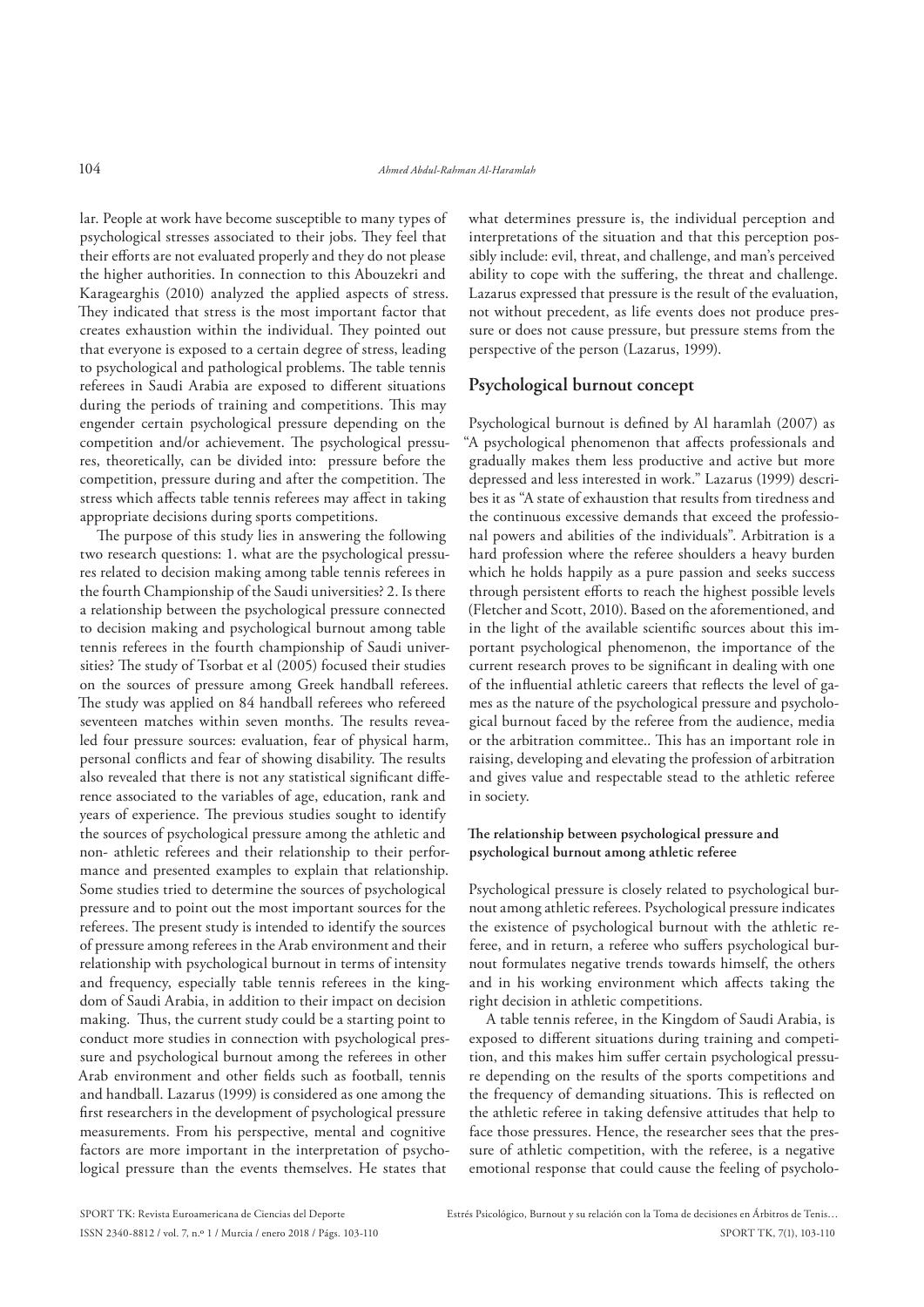lar. People at work have become susceptible to many types of psychological stresses associated to their jobs. They feel that their efforts are not evaluated properly and they do not please the higher authorities. In connection to this Abouzekri and Karagearghis (2010) analyzed the applied aspects of stress. They indicated that stress is the most important factor that creates exhaustion within the individual. They pointed out that everyone is exposed to a certain degree of stress, leading to psychological and pathological problems. The table tennis referees in Saudi Arabia are exposed to different situations during the periods of training and competitions. This may engender certain psychological pressure depending on the competition and/or achievement. The psychological pressures, theoretically, can be divided into: pressure before the competition, pressure during and after the competition. The stress which affects table tennis referees may affect in taking appropriate decisions during sports competitions.

The purpose of this study lies in answering the following two research questions: 1. what are the psychological pressures related to decision making among table tennis referees in the fourth Championship of the Saudi universities? 2. Is there a relationship between the psychological pressure connected to decision making and psychological burnout among table tennis referees in the fourth championship of Saudi universities? The study of Tsorbat et al (2005) focused their studies on the sources of pressure among Greek handball referees. The study was applied on 84 handball referees who refereed seventeen matches within seven months. The results revealed four pressure sources: evaluation, fear of physical harm, personal conflicts and fear of showing disability. The results also revealed that there is not any statistical significant difference associated to the variables of age, education, rank and years of experience. The previous studies sought to identify the sources of psychological pressure among the athletic and non- athletic referees and their relationship to their performance and presented examples to explain that relationship. Some studies tried to determine the sources of psychological pressure and to point out the most important sources for the referees. The present study is intended to identify the sources of pressure among referees in the Arab environment and their relationship with psychological burnout in terms of intensity and frequency, especially table tennis referees in the kingdom of Saudi Arabia, in addition to their impact on decision making. Thus, the current study could be a starting point to conduct more studies in connection with psychological pressure and psychological burnout among the referees in other Arab environment and other fields such as football, tennis and handball. Lazarus (1999) is considered as one among the first researchers in the development of psychological pressure measurements. From his perspective, mental and cognitive factors are more important in the interpretation of psychological pressure than the events themselves. He states that what determines pressure is, the individual perception and interpretations of the situation and that this perception possibly include: evil, threat, and challenge, and man's perceived ability to cope with the suffering, the threat and challenge. Lazarus expressed that pressure is the result of the evaluation, not without precedent, as life events does not produce pressure or does not cause pressure, but pressure stems from the perspective of the person (Lazarus, 1999).

## Psychological burnout concept

Psychological burnout is defined by Al haramlah (2007) as "A psychological phenomenon that affects professionals and gradually makes them less productive and active but more depressed and less interested in work." Lazarus (1999) describes it as "A state of exhaustion that results from tiredness and the continuous excessive demands that exceed the professional powers and abilities of the individuals". Arbitration is a hard profession where the referee shoulders a heavy burden which he holds happily as a pure passion and seeks success through persistent efforts to reach the highest possible levels (Fletcher and Scott, 2010). Based on the aforementioned, and in the light of the available scientific sources about this important psychological phenomenon, the importance of the current research proves to be significant in dealing with one of the influential athletic careers that reflects the level of games as the nature of the psychological pressure and psychological burnout faced by the referee from the audience, media or the arbitration committee.. This has an important role in raising, developing and elevating the profession of arbitration and gives value and respectable stead to the athletic referee in society.

### The relationship between psychological pressure and psychological burnout among athletic referee

Psychological pressure is closely related to psychological burnout among athletic referees. Psychological pressure indicates the existence of psychological burnout with the athletic referee, and in return, a referee who suffers psychological burnout formulates negative trends towards himself, the others and in his working environment which affects taking the right decision in athletic competitions.

A table tennis referee, in the Kingdom of Saudi Arabia, is exposed to different situations during training and competition, and this makes him suffer certain psychological pressure depending on the results of the sports competitions and the frequency of demanding situations. This is reflected on the athletic referee in taking defensive attitudes that help to face those pressures. Hence, the researcher sees that the pressure of athletic competition, with the referee, is a negative emotional response that could cause the feeling of psycholo-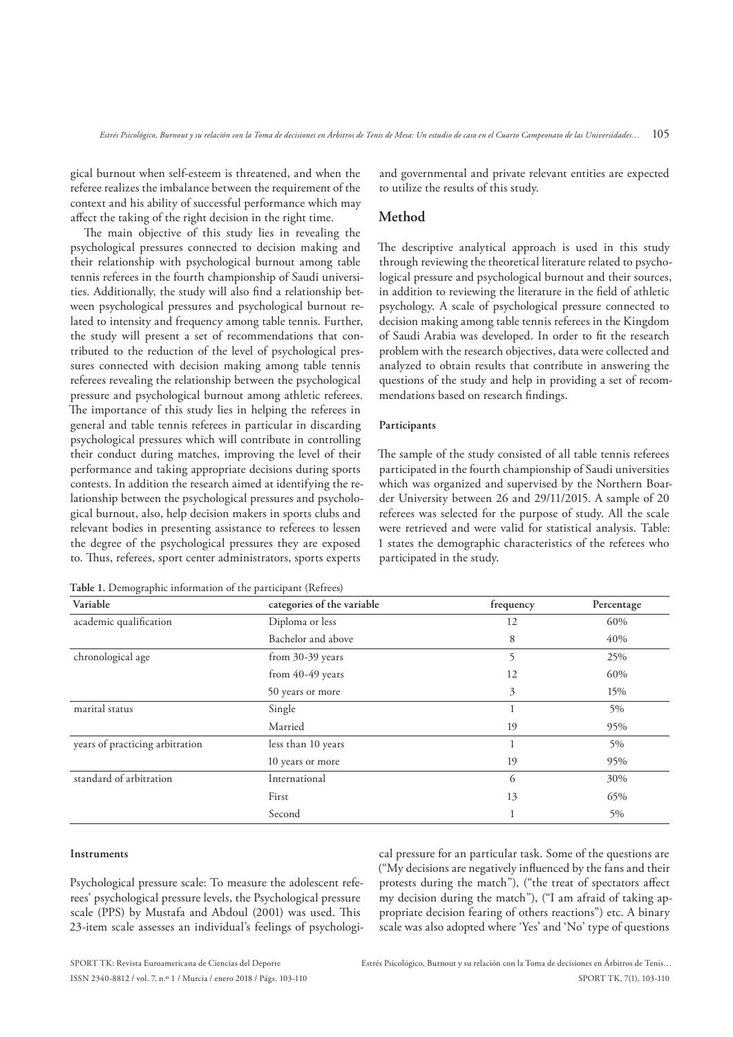gical burnout when self-esteem is threatened, and when the referee realizes the imbalance between the requirement of the context and his ability of successful performance which may affect the taking of the right decision in the right time.

The main objective of this study lies in revealing the psychological pressures connected to decision making and their relationship with psychological burnout among table tennis referees in the fourth championship of Saudi universities. Additionally, the study will also find a relationship between psychological pressures and psychological burnout related to intensity and frequency among table tennis. Further, the study will present a set of recommendations that contributed to the reduction of the level of psychological pressures connected with decision making among table tennis referees revealing the relationship between the psychological pressure and psychological burnout among athletic referees. The importance of this study lies in helping the referees in general and table tennis referees in particular in discarding psychological pressures which will contribute in controlling their conduct during matches, improving the level of their performance and taking appropriate decisions during sports contests. In addition the research aimed at identifying the relationship between the psychological pressures and psychological burnout, also, help decision makers in sports clubs and relevant bodies in presenting assistance to referees to lessen the degree of the psychological pressures they are exposed to. Thus, referees, sport center administrators, sports experts and governmental and private relevant entities are expected to utilize the results of this study.

## Method

The descriptive analytical approach is used in this study through reviewing the theoretical literature related to psychological pressure and psychological burnout and their sources, in addition to reviewing the literature in the field of athletic psychology. A scale of psychological pressure connected to decision making among table tennis referees in the Kingdom of Saudi Arabia was developed. In order to fit the research problem with the research objectives, data were collected and analyzed to obtain results that contribute in answering the questions of the study and help in providing a set of recommendations based on research findings.

### Participants

The sample of the study consisted of all table tennis referees participated in the fourth championship of Saudi universities which was organized and supervised by the Northern Boarder University between 26 and 29/11/2015. A sample of 20 referees was selected for the purpose of study. All the scale were retrieved and were valid for statistical analysis. Table: 1 states the demographic characteristics of the referees who participated in the study.

**Table 1.** Demographic information of the participant (Refrees)

| Variable | categories of the variable | frequency | Percentage |
|---|---|---|---|
| academic qualification | Diploma or less | 12 | 60% |
| | Bachelor and above | 8 | 40% |
| chronological age | from 30-39 years | 5 | 25% |
| | from 40-49 years | 12 | 60% |
| | 50 years or more | 3 | 15% |
| marital status | Single | 1 | 5% |
| | Married | 19 | 95% |
| years of practicing arbitration | less than 10 years | 1 | 5% |
| | 10 years or more | 19 | 95% |
| standard of arbitration | International | 6 | 30% |
| | First | 13 | 65% |
| | Second | 1 | 5% |

### Instruments

Psychological pressure scale: To measure the adolescent referees' psychological pressure levels, the Psychological pressure scale (PPS) by Mustafa and Abdoul (2001) was used. This 23-item scale assesses an individual's feelings of psychological pressure for an particular task. Some of the questions are ("My decisions are negatively influenced by the fans and their protests during the match"), ("the treat of spectators affect my decision during the match"), ("I am afraid of taking appropriate decision fearing of others reactions") etc. A binary scale was also adopted where 'Yes' and 'No' type of questions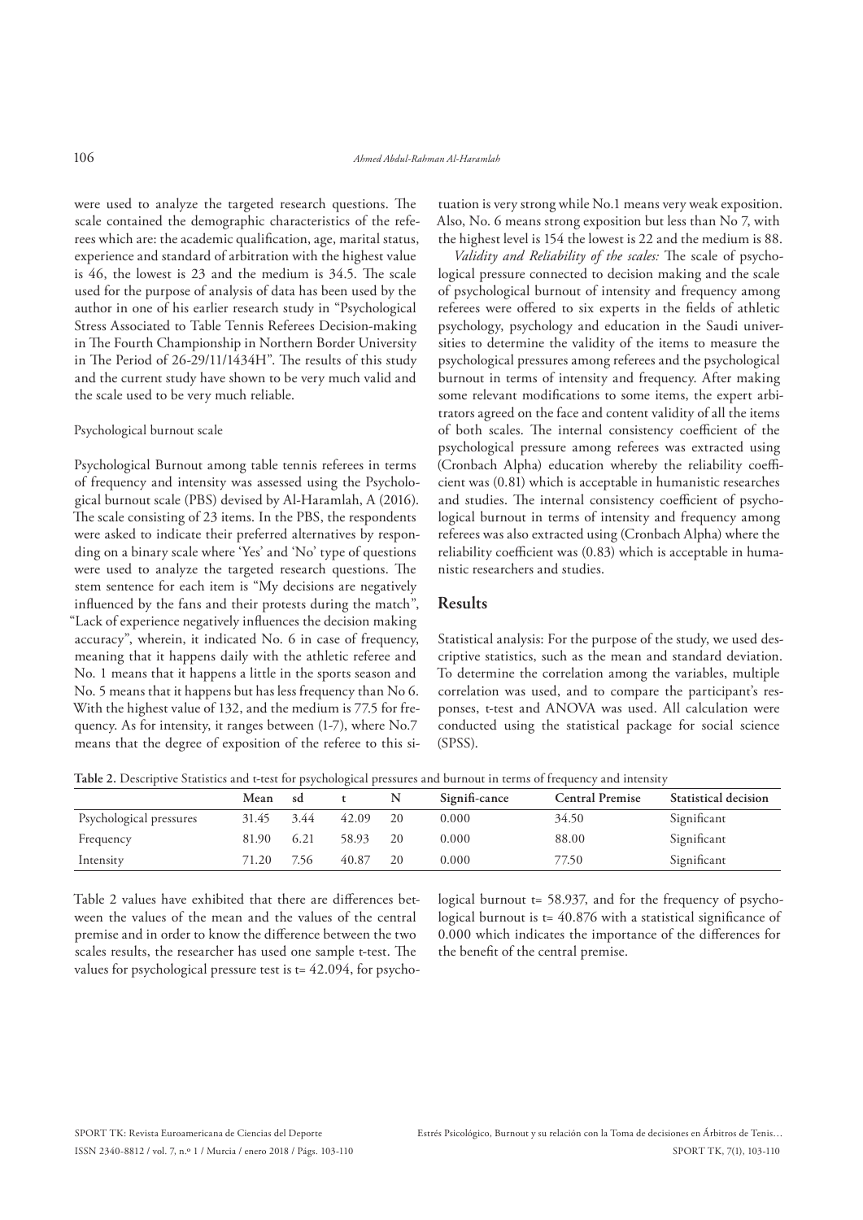were used to analyze the targeted research questions. The scale contained the demographic characteristics of the referees which are: the academic qualification, age, marital status, experience and standard of arbitration with the highest value is 46, the lowest is 23 and the medium is 34.5. The scale used for the purpose of analysis of data has been used by the author in one of his earlier research study in "Psychological Stress Associated to Table Tennis Referees Decision-making in The Fourth Championship in Northern Border University in The Period of 26-29/11/1434H". The results of this study and the current study have shown to be very much valid and the scale used to be very much reliable.

Psychological burnout scale

Psychological Burnout among table tennis referees in terms of frequency and intensity was assessed using the Psychological burnout scale (PBS) devised by Al-Haramlah, A (2016). The scale consisting of 23 items. In the PBS, the respondents were asked to indicate their preferred alternatives by responding on a binary scale where 'Yes' and 'No' type of questions were used to analyze the targeted research questions. The stem sentence for each item is "My decisions are negatively influenced by the fans and their protests during the match", "Lack of experience negatively influences the decision making accuracy", wherein, it indicated No. 6 in case of frequency, meaning that it happens daily with the athletic referee and No. 1 means that it happens a little in the sports season and No. 5 means that it happens but has less frequency than No 6. With the highest value of 132, and the medium is 77.5 for frequency. As for intensity, it ranges between (1-7), where No.7 means that the degree of exposition of the referee to this situation is very strong while No.1 means very weak exposition. Also, No. 6 means strong exposition but less than No 7, with the highest level is 154 the lowest is 22 and the medium is 88.

*Validity and Reliability of the scales:* The scale of psychological pressure connected to decision making and the scale of psychological burnout of intensity and frequency among referees were offered to six experts in the fields of athletic psychology, psychology and education in the Saudi universities to determine the validity of the items to measure the psychological pressures among referees and the psychological burnout in terms of intensity and frequency. After making some relevant modifications to some items, the expert arbitrators agreed on the face and content validity of all the items of both scales. The internal consistency coefficient of the psychological pressure among referees was extracted using (Cronbach Alpha) education whereby the reliability coefficient was (0.81) which is acceptable in humanistic researches and studies. The internal consistency coefficient of psychological burnout in terms of intensity and frequency among referees was also extracted using (Cronbach Alpha) where the reliability coefficient was (0.83) which is acceptable in humanistic researchers and studies.

## Results

Statistical analysis: For the purpose of the study, we used descriptive statistics, such as the mean and standard deviation. To determine the correlation among the variables, multiple correlation was used, and to compare the participant's responses, t-test and ANOVA was used. All calculation were conducted using the statistical package for social science (SPSS).

**Table 2.** Descriptive Statistics and t-test for psychological pressures and burnout in terms of frequency and intensity

| | Mean | sd | t | N | Signifi-cance | Central Premise | Statistical decision |
|---|---|---|---|---|---|---|---|
| Psychological pressures | 31.45 | 3.44 | 42.09 | 20 | 0.000 | 34.50 | Significant |
| Frequency | 81.90 | 6.21 | 58.93 | 20 | 0.000 | 88.00 | Significant |
| Intensity | 71.20 | 7.56 | 40.87 | 20 | 0.000 | 77.50 | Significant |

Table 2 values have exhibited that there are differences between the values of the mean and the values of the central premise and in order to know the difference between the two scales results, the researcher has used one sample t-test. The values for psychological pressure test is t= 42.094, for psychological burnout t= 58.937, and for the frequency of psychological burnout is t= 40.876 with a statistical significance of 0.000 which indicates the importance of the differences for the benefit of the central premise.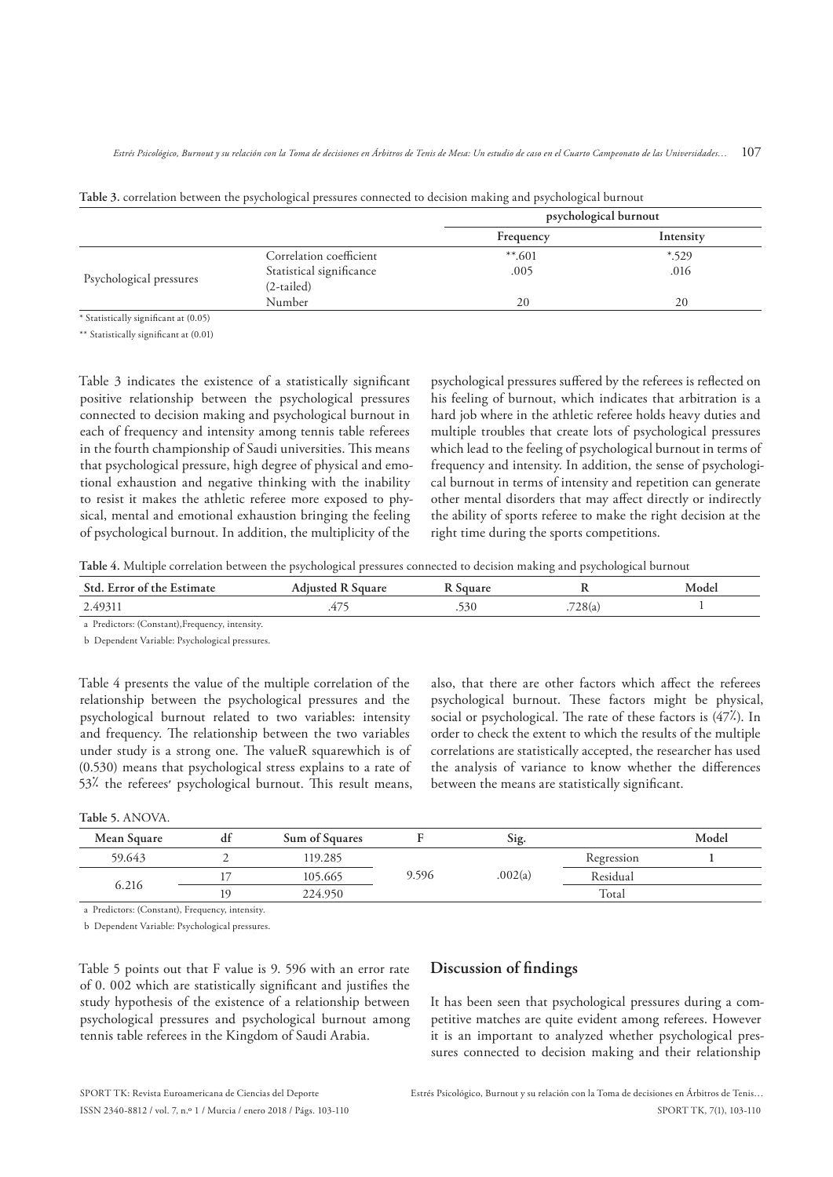**Table 3.** correlation between the psychological pressures connected to decision making and psychological burnout

| | | psychological burnout | |
|---|---|---|---|
| | | Frequency | Intensity |
| Psychological pressures | Correlation coefficient | **.601 | *.529 |
| | Statistical significance (2-tailed) | .005 | .016 |
| | Number | 20 | 20 |

* Statistically significant at (0.05)

** Statistically significant at (0.01)

Table 3 indicates the existence of a statistically significant positive relationship between the psychological pressures connected to decision making and psychological burnout in each of frequency and intensity among tennis table referees in the fourth championship of Saudi universities. This means that psychological pressure, high degree of physical and emotional exhaustion and negative thinking with the inability to resist it makes the athletic referee more exposed to physical, mental and emotional exhaustion bringing the feeling of psychological burnout. In addition, the multiplicity of the psychological pressures suffered by the referees is reflected on his feeling of burnout, which indicates that arbitration is a hard job where in the athletic referee holds heavy duties and multiple troubles that create lots of psychological pressures which lead to the feeling of psychological burnout in terms of frequency and intensity. In addition, the sense of psychological burnout in terms of intensity and repetition can generate other mental disorders that may affect directly or indirectly the ability of sports referee to make the right decision at the right time during the sports competitions.

**Table 4.** Multiple correlation between the psychological pressures connected to decision making and psychological burnout

| Std. Error of the Estimate | Adjusted R Square | R Square | R | Model |
|---|---|---|---|---|
| 2.49311 | .475 | .530 | .728(a) | 1 |

a Predictors: (Constant),Frequency, intensity.

b Dependent Variable: Psychological pressures.

Table 4 presents the value of the multiple correlation of the relationship between the psychological pressures and the psychological burnout related to two variables: intensity and frequency. The relationship between the two variables under study is a strong one. The valueR squarewhich is of (0.530) means that psychological stress explains to a rate of 53٪ the referees' psychological burnout. This result means, also, that there are other factors which affect the referees psychological burnout. These factors might be physical, social or psychological. The rate of these factors is (47٪). In order to check the extent to which the results of the multiple correlations are statistically accepted, the researcher has used the analysis of variance to know whether the differences between the means are statistically significant.

**Table 5.** ANOVA.

| Mean Square | df | Sum of Squares | F | Sig. | | Model |
|---|---|---|---|---|---|---|
| 59.643 | 2 | 119.285 | 9.596 | .002(a) | Regression | 1 |
| 6.216 | 17 | 105.665 | | | Residual | |
| | 19 | 224.950 | | | Total | |

a Predictors: (Constant), Frequency, intensity.

b Dependent Variable: Psychological pressures.

Table 5 points out that F value is 9. 596 with an error rate of 0. 002 which are statistically significant and justifies the study hypothesis of the existence of a relationship between psychological pressures and psychological burnout among tennis table referees in the Kingdom of Saudi Arabia.

## Discussion of findings

It has been seen that psychological pressures during a competitive matches are quite evident among referees. However it is an important to analyzed whether psychological pressures connected to decision making and their relationship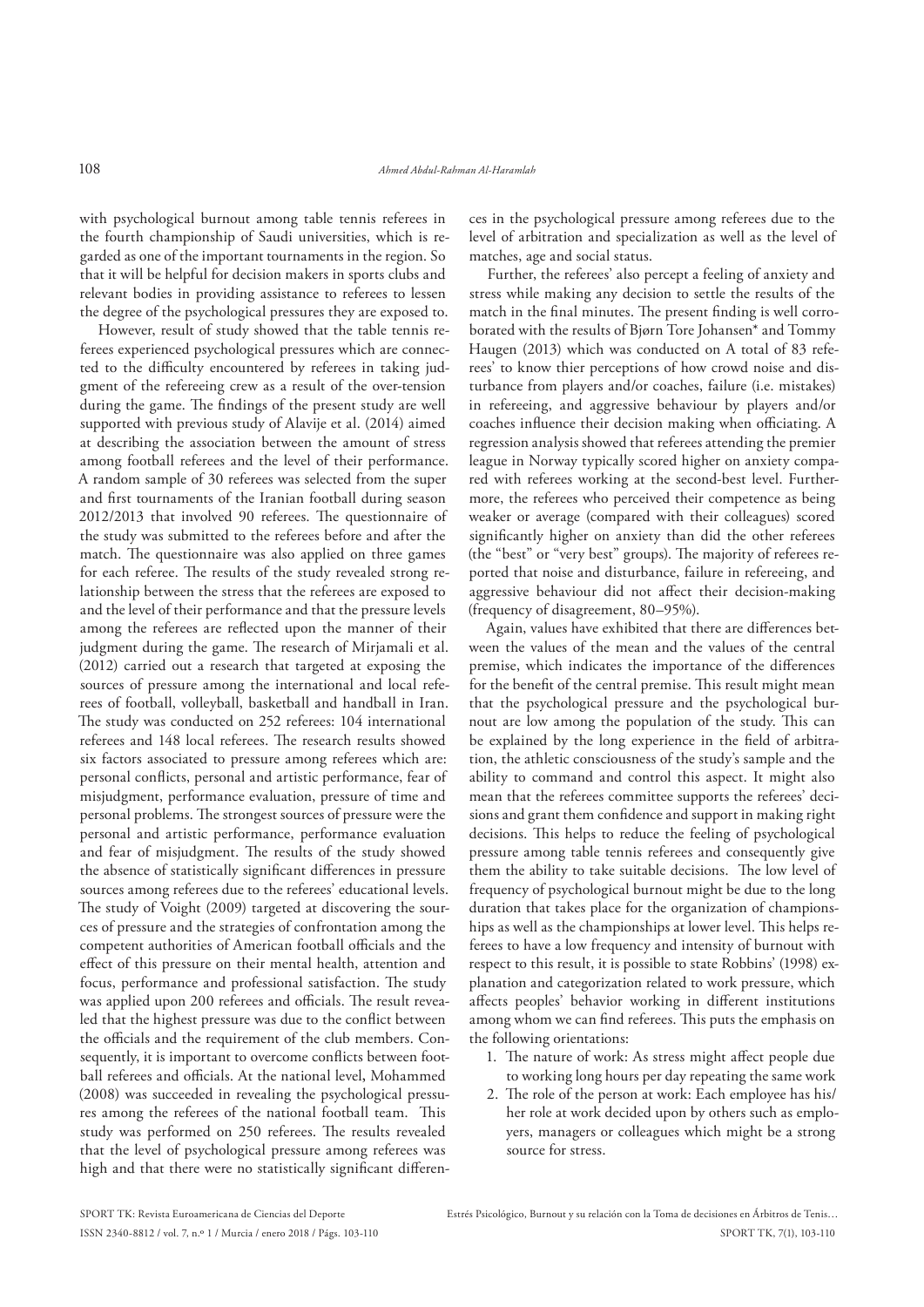with psychological burnout among table tennis referees in the fourth championship of Saudi universities, which is regarded as one of the important tournaments in the region. So that it will be helpful for decision makers in sports clubs and relevant bodies in providing assistance to referees to lessen the degree of the psychological pressures they are exposed to.

However, result of study showed that the table tennis referees experienced psychological pressures which are connected to the difficulty encountered by referees in taking judgment of the refereeing crew as a result of the over-tension during the game. The findings of the present study are well supported with previous study of Alavije et al. (2014) aimed at describing the association between the amount of stress among football referees and the level of their performance. A random sample of 30 referees was selected from the super and first tournaments of the Iranian football during season 2012/2013 that involved 90 referees. The questionnaire of the study was submitted to the referees before and after the match. The questionnaire was also applied on three games for each referee. The results of the study revealed strong relationship between the stress that the referees are exposed to and the level of their performance and that the pressure levels among the referees are reflected upon the manner of their judgment during the game. The research of Mirjamali et al. (2012) carried out a research that targeted at exposing the sources of pressure among the international and local referees of football, volleyball, basketball and handball in Iran. The study was conducted on 252 referees: 104 international referees and 148 local referees. The research results showed six factors associated to pressure among referees which are: personal conflicts, personal and artistic performance, fear of misjudgment, performance evaluation, pressure of time and personal problems. The strongest sources of pressure were the personal and artistic performance, performance evaluation and fear of misjudgment. The results of the study showed the absence of statistically significant differences in pressure sources among referees due to the referees' educational levels. The study of Voight (2009) targeted at discovering the sources of pressure and the strategies of confrontation among the competent authorities of American football officials and the effect of this pressure on their mental health, attention and focus, performance and professional satisfaction. The study was applied upon 200 referees and officials. The result revealed that the highest pressure was due to the conflict between the officials and the requirement of the club members. Consequently, it is important to overcome conflicts between football referees and officials. At the national level, Mohammed (2008) was succeeded in revealing the psychological pressures among the referees of the national football team. This study was performed on 250 referees. The results revealed that the level of psychological pressure among referees was high and that there were no statistically significant differences in the psychological pressure among referees due to the level of arbitration and specialization as well as the level of matches, age and social status.

Further, the referees' also percept a feeling of anxiety and stress while making any decision to settle the results of the match in the final minutes. The present finding is well corroborated with the results of Bjørn Tore Johansen* and Tommy Haugen (2013) which was conducted on A total of 83 referees' to know thier perceptions of how crowd noise and disturbance from players and/or coaches, failure (i.e. mistakes) in refereeing, and aggressive behaviour by players and/or coaches influence their decision making when officiating. A regression analysis showed that referees attending the premier league in Norway typically scored higher on anxiety compared with referees working at the second-best level. Furthermore, the referees who perceived their competence as being weaker or average (compared with their colleagues) scored significantly higher on anxiety than did the other referees (the "best" or "very best" groups). The majority of referees reported that noise and disturbance, failure in refereeing, and aggressive behaviour did not affect their decision-making (frequency of disagreement, 80–95%).

Again, values have exhibited that there are differences between the values of the mean and the values of the central premise, which indicates the importance of the differences for the benefit of the central premise. This result might mean that the psychological pressure and the psychological burnout are low among the population of the study. This can be explained by the long experience in the field of arbitration, the athletic consciousness of the study's sample and the ability to command and control this aspect. It might also mean that the referees committee supports the referees' decisions and grant them confidence and support in making right decisions. This helps to reduce the feeling of psychological pressure among table tennis referees and consequently give them the ability to take suitable decisions. The low level of frequency of psychological burnout might be due to the long duration that takes place for the organization of championships as well as the championships at lower level. This helps referees to have a low frequency and intensity of burnout with respect to this result, it is possible to state Robbins' (1998) explanation and categorization related to work pressure, which affects peoples' behavior working in different institutions among whom we can find referees. This puts the emphasis on the following orientations:

1. The nature of work: As stress might affect people due to working long hours per day repeating the same work
2. The role of the person at work: Each employee has his/her role at work decided upon by others such as employers, managers or colleagues which might be a strong source for stress.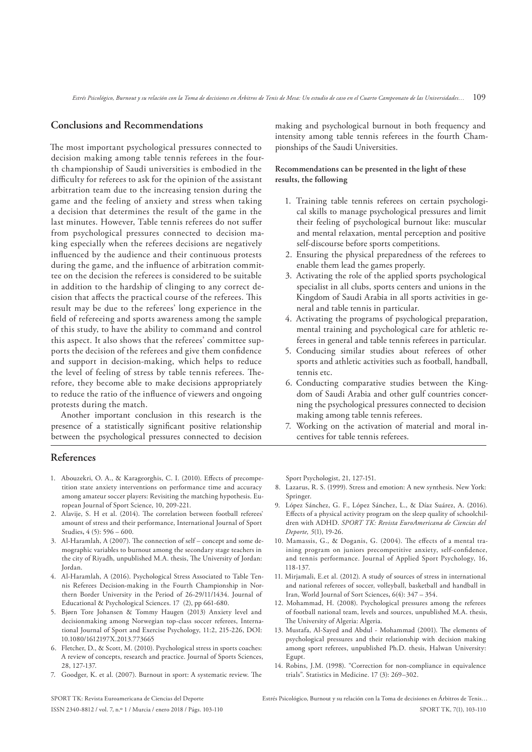## Conclusions and Recommendations

The most important psychological pressures connected to decision making among table tennis referees in the fourth championship of Saudi universities is embodied in the difficulty for referees to ask for the opinion of the assistant arbitration team due to the increasing tension during the game and the feeling of anxiety and stress when taking a decision that determines the result of the game in the last minutes. However, Table tennis referees do not suffer from psychological pressures connected to decision making especially when the referees decisions are negatively influenced by the audience and their continuous protests during the game, and the influence of arbitration committee on the decision the referees is considered to be suitable in addition to the hardship of clinging to any correct decision that affects the practical course of the referees. This result may be due to the referees' long experience in the field of refereeing and sports awareness among the sample of this study, to have the ability to command and control this aspect. It also shows that the referees' committee supports the decision of the referees and give them confidence and support in decision-making, which helps to reduce the level of feeling of stress by table tennis referees. Therefore, they become able to make decisions appropriately to reduce the ratio of the influence of viewers and ongoing protests during the match.

Another important conclusion in this research is the presence of a statistically significant positive relationship between the psychological pressures connected to decision making and psychological burnout in both frequency and intensity among table tennis referees in the fourth Championships of the Saudi Universities.

**Recommendations can be presented in the light of these results, the following**

1. Training table tennis referees on certain psychological skills to manage psychological pressures and limit their feeling of psychological burnout like: muscular and mental relaxation, mental perception and positive self-discourse before sports competitions.
2. Ensuring the physical preparedness of the referees to enable them lead the games properly.
3. Activating the role of the applied sports psychological specialist in all clubs, sports centers and unions in the Kingdom of Saudi Arabia in all sports activities in general and table tennis in particular.
4. Activating the programs of psychological preparation, mental training and psychological care for athletic referees in general and table tennis referees in particular.
5. Conducing similar studies about referees of other sports and athletic activities such as football, handball, tennis etc.
6. Conducting comparative studies between the Kingdom of Saudi Arabia and other gulf countries concerning the psychological pressures connected to decision making among table tennis referees.
7. Working on the activation of material and moral incentives for table tennis referees.

## References

1. Abouzekri, O. A., & Karageorghis, C. I. (2010). Effects of precompetition state anxiety interventions on performance time and accuracy among amateur soccer players: Revisiting the matching hypothesis. European Journal of Sport Science, 10, 209-221.
2. Alavije, S. H et al. (2014). The correlation between football referees` amount of stress and their performance, International Journal of Sport Studies, 4 (5): 596 – 600.
3. Al-Haramlah, A (2007). The connection of self – concept and some demographic variables to burnout among the secondary stage teachers in the city of Riyadh, unpublished M.A. thesis, The University of Jordan: Jordan.
4. Al-Haramlah, A (2016). Psychological Stress Associated to Table Tennis Referees Decision-making in the Fourth Championship in Northern Border University in the Period of 26-29/11/1434. Journal of Educational & Psychological Sciences. 17 (2), pp 661-680.
5. Bjørn Tore Johansen & Tommy Haugen (2013) Anxiety level and decisionmaking among Norwegian top-class soccer referees, International Journal of Sport and Exercise Psychology, 11:2, 215-226, DOI: 10.1080/1612197X.2013.773665
6. Fletcher, D., & Scott, M. (2010). Psychological stress in sports coaches: A review of concepts, research and practice. Journal of Sports Sciences, 28, 127-137.
7. Goodger, K. et al. (2007). Burnout in sport: A systematic review. The Sport Psychologist, 21, 127-151.
8. Lazarus, R. S. (1999). Stress and emotion: A new synthesis. New York: Springer.
9. López Sánchez, G. F., López Sánchez, L., & Díaz Suárez, A. (2016). Effects of a physical activity program on the sleep quality of schoolchildren with ADHD. *SPORT TK: Revista EuroAmericana de Ciencias del Deporte, 5*(1), 19-26.
10. Mamassis, G., & Doganis, G. (2004). The effects of a mental training program on juniors precompetitive anxiety, self-confidence, and tennis performance. Journal of Applied Sport Psychology, 16, 118-137.
11. Mirjamali, E.et al. (2012). A study of sources of stress in international and national referees of soccer, volleyball, basketball and handball in Iran, World Journal of Sort Sciences, 6(4): 347 – 354.
12. Mohammad, H. (2008). Psychological pressures among the referees of football national team, levels and sources, unpublished M.A. thesis, The University of Algeria: Algeria.
13. Mustafa, Al-Sayed and Abdul - Mohammad (2001). The elements of psychological pressures and their relationship with decision making among sport referees, unpublished Ph.D. thesis, Halwan University: Egupt.
14. Robins, J.M. (1998). "Correction for non-compliance in equivalence trials". Statistics in Medicine. 17 (3): 269–302.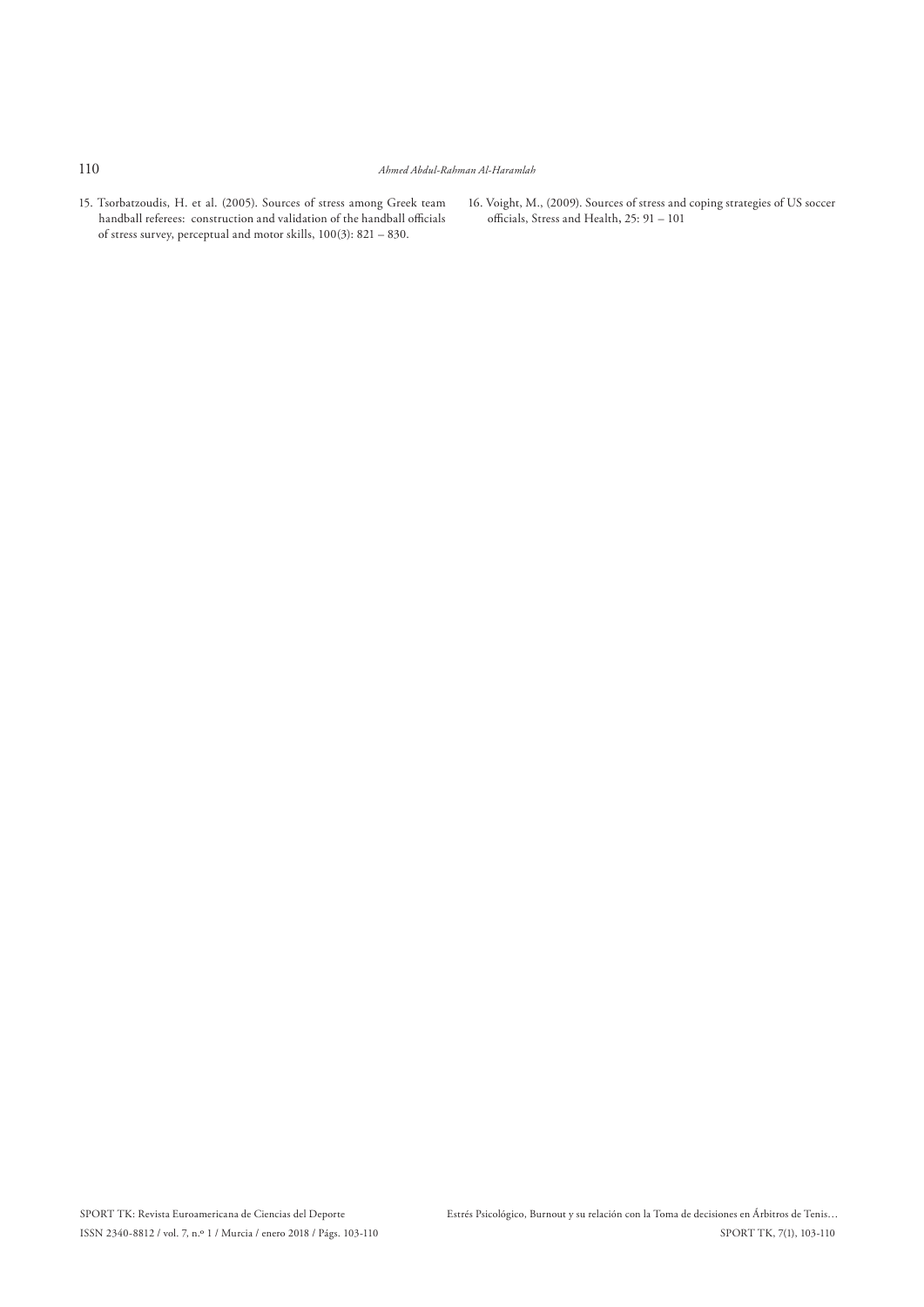15. Tsorbatzoudis, H. et al. (2005). Sources of stress among Greek team handball referees: construction and validation of the handball officials of stress survey, perceptual and motor skills, 100(3): 821 – 830.
16. Voight, M., (2009). Sources of stress and coping strategies of US soccer officials, Stress and Health, 25: 91 – 101